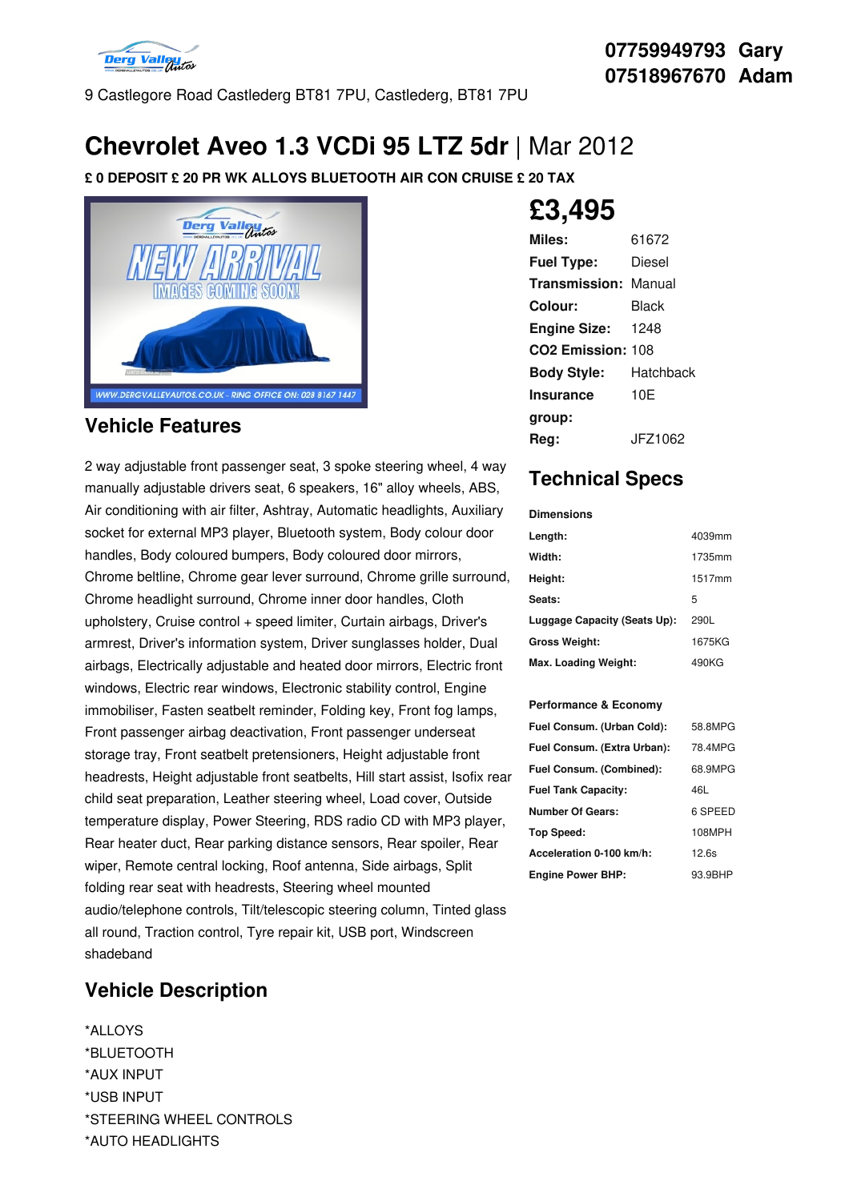9 Castlegore Road Castlederg BT81 7PU, Castlederg, BT81 7PU

07759949793 Gary
07518967670 Adam

# Chevrolet Aveo 1.3 VCDi 95 LTZ 5dr | Mar 2012

**£ 0 DEPOSIT £ 20 PR WK ALLOYS BLUETOOTH AIR CON CRUISE £ 20 TAX**

## £3,495

| | |
|---|---|
| **Miles:** | 61672 |
| **Fuel Type:** | Diesel |
| **Transmission:** | Manual |
| **Colour:** | Black |
| **Engine Size:** | 1248 |
| **CO2 Emission:** | 108 |
| **Body Style:** | Hatchback |
| **Insurance group:** | 10E |
| **Reg:** | JFZ1062 |

## Vehicle Features

2 way adjustable front passenger seat, 3 spoke steering wheel, 4 way manually adjustable drivers seat, 6 speakers, 16" alloy wheels, ABS, Air conditioning with air filter, Ashtray, Automatic headlights, Auxiliary socket for external MP3 player, Bluetooth system, Body colour door handles, Body coloured bumpers, Body coloured door mirrors, Chrome beltline, Chrome gear lever surround, Chrome grille surround, Chrome headlight surround, Chrome inner door handles, Cloth upholstery, Cruise control + speed limiter, Curtain airbags, Driver's armrest, Driver's information system, Driver sunglasses holder, Dual airbags, Electrically adjustable and heated door mirrors, Electric front windows, Electric rear windows, Electronic stability control, Engine immobiliser, Fasten seatbelt reminder, Folding key, Front fog lamps, Front passenger airbag deactivation, Front passenger underseat storage tray, Front seatbelt pretensioners, Height adjustable front headrests, Height adjustable front seatbelts, Hill start assist, Isofix rear child seat preparation, Leather steering wheel, Load cover, Outside temperature display, Power Steering, RDS radio CD with MP3 player, Rear heater duct, Rear parking distance sensors, Rear spoiler, Rear wiper, Remote central locking, Roof antenna, Side airbags, Split folding rear seat with headrests, Steering wheel mounted audio/telephone controls, Tilt/telescopic steering column, Tinted glass all round, Traction control, Tyre repair kit, USB port, Windscreen shadeband

## Technical Specs

**Dimensions**

| | |
|---|---|
| **Length:** | 4039mm |
| **Width:** | 1735mm |
| **Height:** | 1517mm |
| **Seats:** | 5 |
| **Luggage Capacity (Seats Up):** | 290L |
| **Gross Weight:** | 1675KG |
| **Max. Loading Weight:** | 490KG |

**Performance & Economy**

| | |
|---|---|
| **Fuel Consum. (Urban Cold):** | 58.8MPG |
| **Fuel Consum. (Extra Urban):** | 78.4MPG |
| **Fuel Consum. (Combined):** | 68.9MPG |
| **Fuel Tank Capacity:** | 46L |
| **Number Of Gears:** | 6 SPEED |
| **Top Speed:** | 108MPH |
| **Acceleration 0-100 km/h:** | 12.6s |
| **Engine Power BHP:** | 93.9BHP |

## Vehicle Description

*ALLOYS
*BLUETOOTH
*AUX INPUT
*USB INPUT
*STEERING WHEEL CONTROLS
*AUTO HEADLIGHTS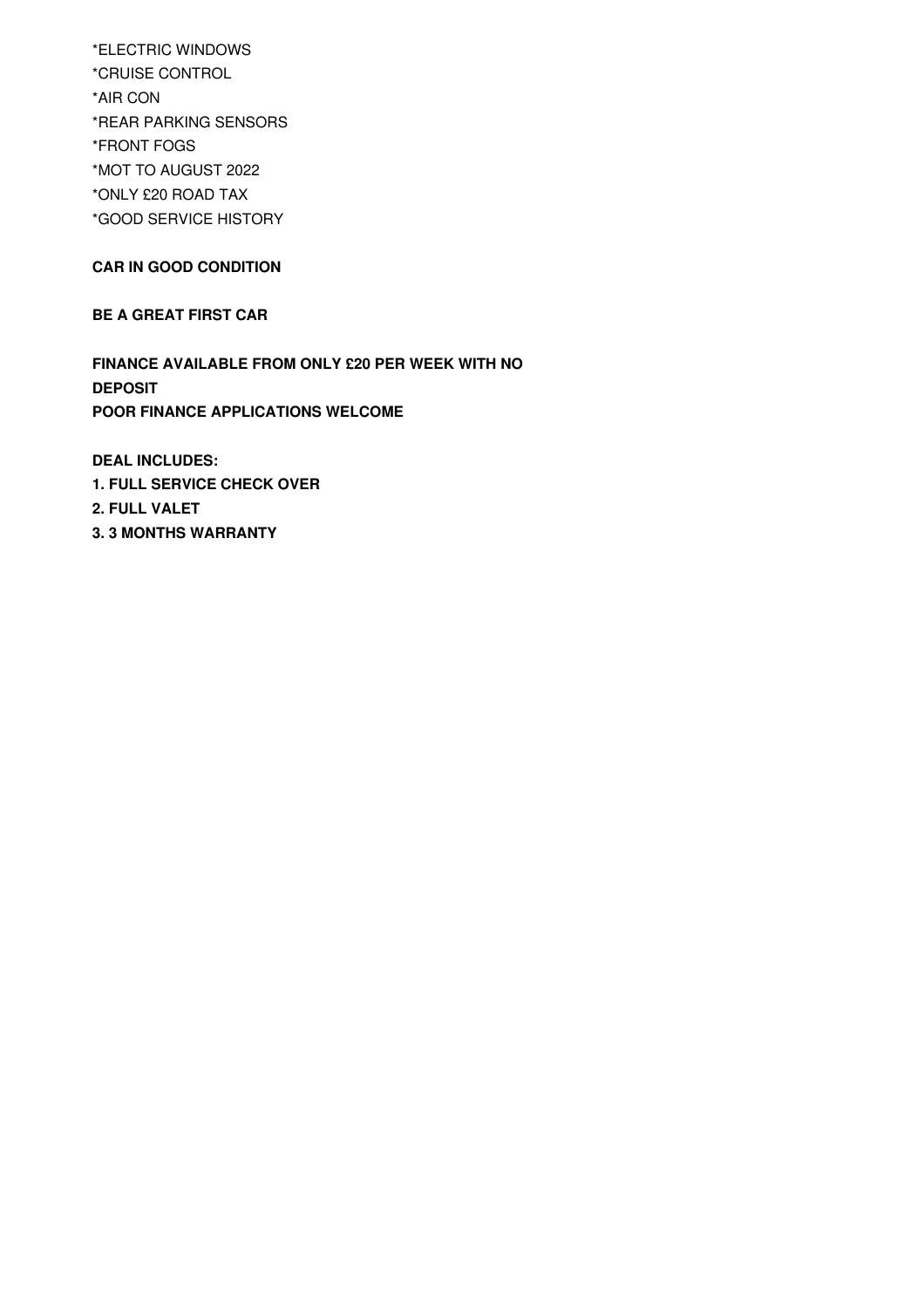*ELECTRIC WINDOWS
*CRUISE CONTROL
*AIR CON
*REAR PARKING SENSORS
*FRONT FOGS
*MOT TO AUGUST 2022
*ONLY £20 ROAD TAX
*GOOD SERVICE HISTORY

**CAR IN GOOD CONDITION**

**BE A GREAT FIRST CAR**

**FINANCE AVAILABLE FROM ONLY £20 PER WEEK WITH NO DEPOSIT**
**POOR FINANCE APPLICATIONS WELCOME**

**DEAL INCLUDES:**
**1. FULL SERVICE CHECK OVER**
**2. FULL VALET**
**3. 3 MONTHS WARRANTY**